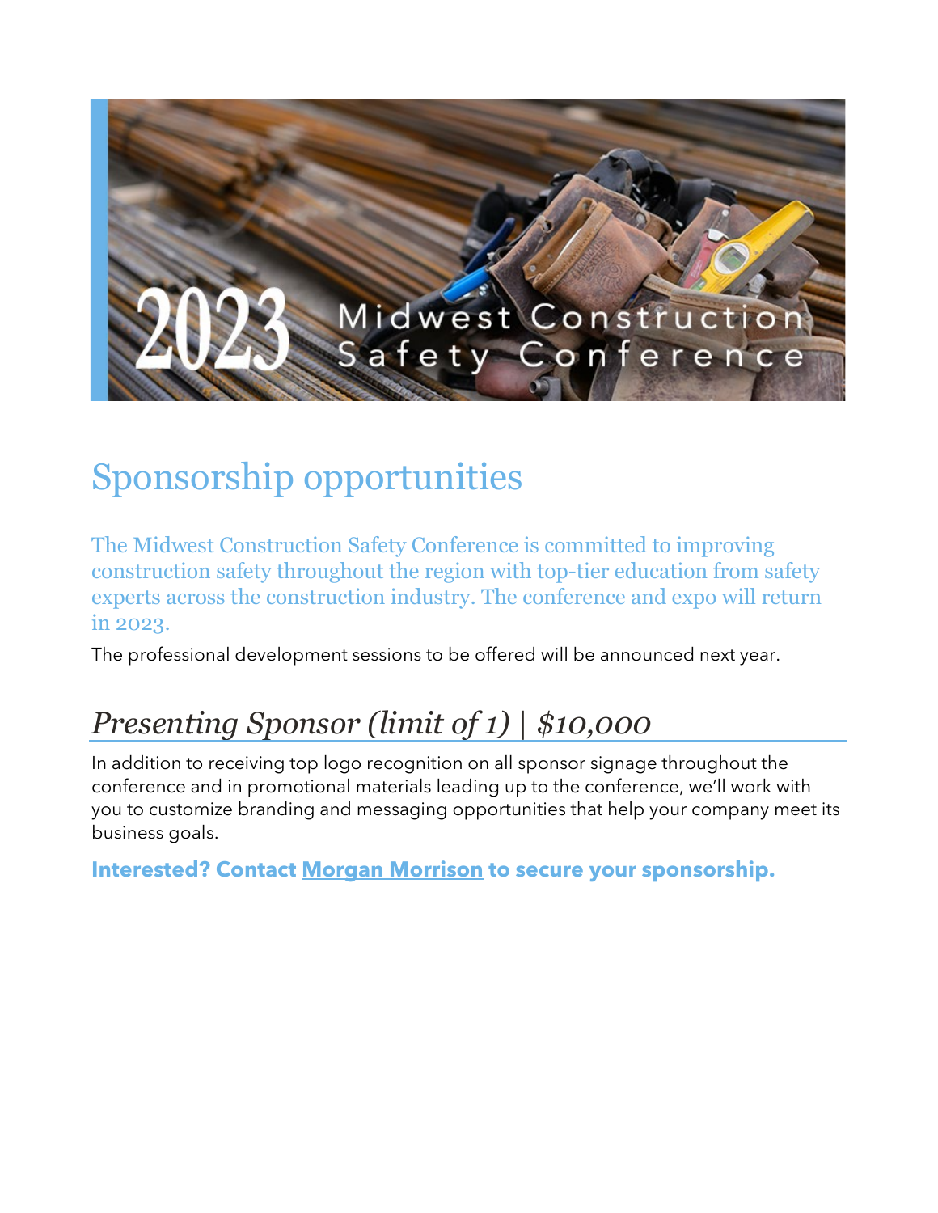2023 Midwest Construction Safety Conference

# Sponsorship opportunities

The Midwest Construction Safety Conference is committed to improving construction safety throughout the region with top-tier education from safety experts across the construction industry. The conference and expo will return in 2023.

The professional development sessions to be offered will be announced next year.

## *Presenting Sponsor (limit of 1) | $10,000*

In addition to receiving top logo recognition on all sponsor signage throughout the conference and in promotional materials leading up to the conference, we'll work with you to customize branding and messaging opportunities that help your company meet its business goals.

**Interested? Contact Morgan Morrison to secure your sponsorship.**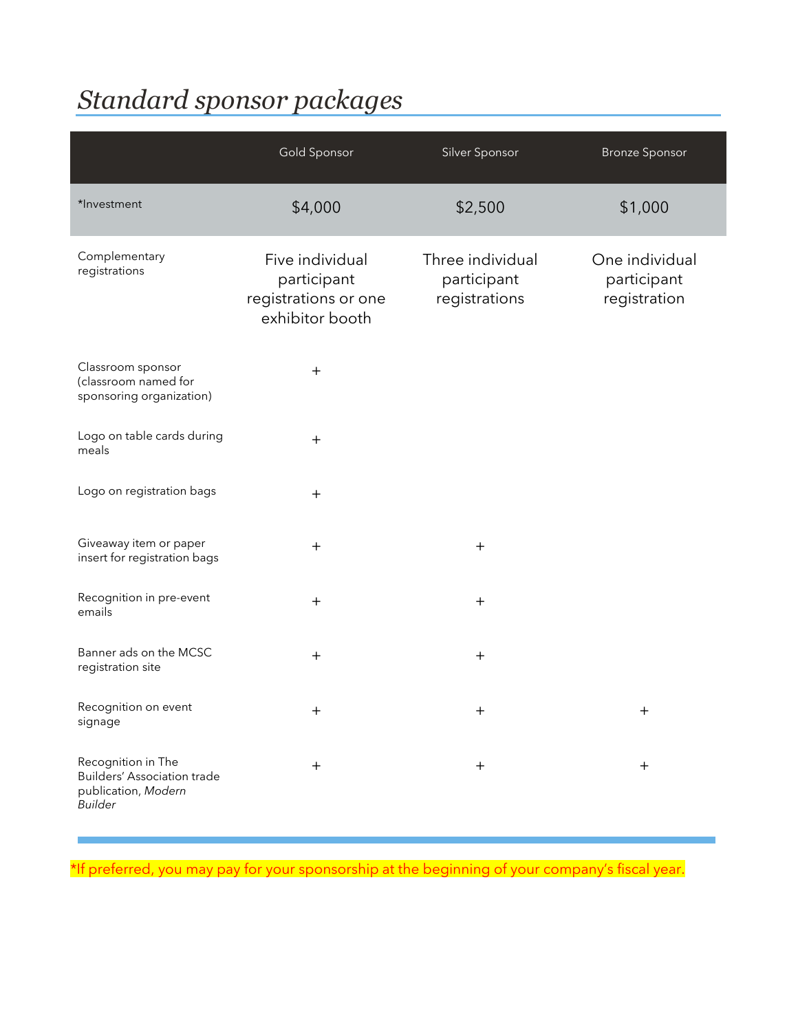# *Standard sponsor packages*

| | Gold Sponsor | Silver Sponsor | Bronze Sponsor |
|---|---|---|---|
| *Investment | $4,000 | $2,500 | $1,000 |
| Complementary registrations | Five individual participant registrations or one exhibitor booth | Three individual participant registrations | One individual participant registration |
| Classroom sponsor (classroom named for sponsoring organization) | + | | |
| Logo on table cards during meals | + | | |
| Logo on registration bags | + | | |
| Giveaway item or paper insert for registration bags | + | + | |
| Recognition in pre-event emails | + | + | |
| Banner ads on the MCSC registration site | + | + | |
| Recognition on event signage | + | + | + |
| Recognition in The Builders' Association trade publication, *Modern Builder* | + | + | + |

*If preferred, you may pay for your sponsorship at the beginning of your company's fiscal year.